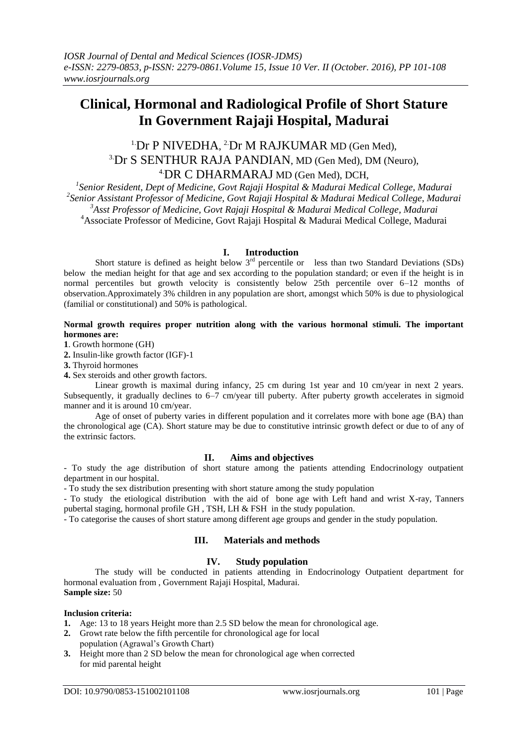# Clinical, Hormonal and Radiological Profile of Short Stature In Government Rajaji Hospital, Madurai

[1.]Dr P NIVEDHA, [2.]Dr M RAJKUMAR MD (Gen Med), [3.]Dr S SENTHUR RAJA PANDIAN, MD (Gen Med), DM (Neuro), [4.]DR C DHARMARAJ MD (Gen Med), DCH,

*[1]Senior Resident, Dept of Medicine, Govt Rajaji Hospital & Madurai Medical College, Madurai*
*[2]Senior Assistant Professor of Medicine, Govt Rajaji Hospital & Madurai Medical College, Madurai*
*[3]Asst Professor of Medicine, Govt Rajaji Hospital & Madurai Medical College, Madurai*
[4]Associate Professor of Medicine, Govt Rajaji Hospital & Madurai Medical College, Madurai

## I. Introduction

Short stature is defined as height below 3rd percentile or less than two Standard Deviations (SDs) below the median height for that age and sex according to the population standard; or even if the height is in normal percentiles but growth velocity is consistently below 25th percentile over 6–12 months of observation.Approximately 3% children in any population are short, amongst which 50% is due to physiological (familial or constitutional) and 50% is pathological.

**Normal growth requires proper nutrition along with the various hormonal stimuli. The important hormones are:**

**1**. Growth hormone (GH)
**2.** Insulin-like growth factor (IGF)-1
**3.** Thyroid hormones
**4.** Sex steroids and other growth factors.

Linear growth is maximal during infancy, 25 cm during 1st year and 10 cm/year in next 2 years. Subsequently, it gradually declines to 6–7 cm/year till puberty. After puberty growth accelerates in sigmoid manner and it is around 10 cm/year.

Age of onset of puberty varies in different population and it correlates more with bone age (BA) than the chronological age (CA). Short stature may be due to constitutive intrinsic growth defect or due to of any of the extrinsic factors.

## II. Aims and objectives

- To study the age distribution of short stature among the patients attending Endocrinology outpatient department in our hospital.
- To study the sex distribution presenting with short stature among the study population
- To study the etiological distribution with the aid of bone age with Left hand and wrist X-ray, Tanners pubertal staging, hormonal profile GH , TSH, LH & FSH in the study population.
- To categorise the causes of short stature among different age groups and gender in the study population.

## III. Materials and methods

## IV. Study population

The study will be conducted in patients attending in Endocrinology Outpatient department for hormonal evaluation from , Government Rajaji Hospital, Madurai.

**Sample size:** 50

**Inclusion criteria:**

1. Age: 13 to 18 years Height more than 2.5 SD below the mean for chronological age.
2. Growt rate below the fifth percentile for chronological age for local population (Agrawal's Growth Chart)
3. Height more than 2 SD below the mean for chronological age when corrected for mid parental height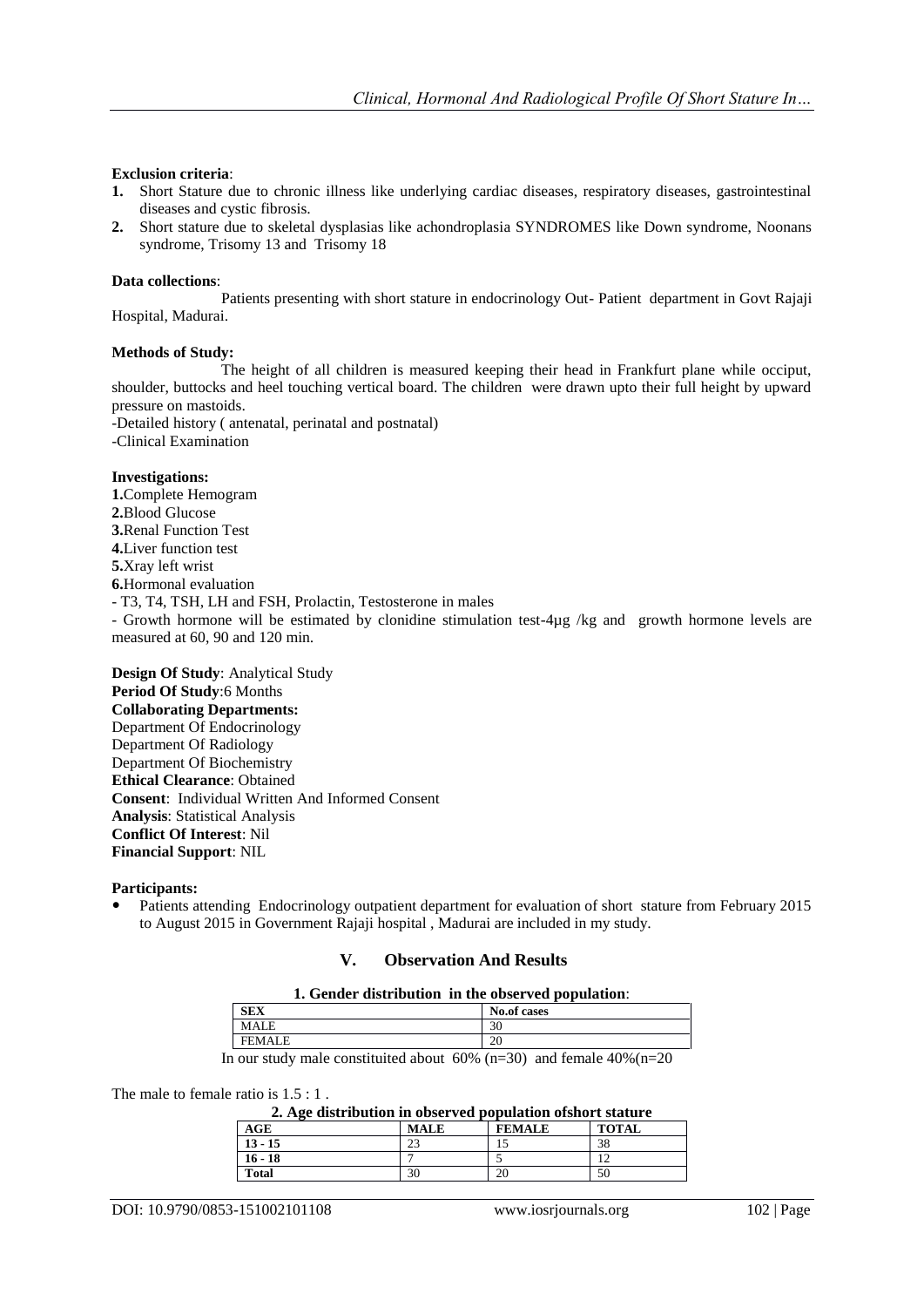**Exclusion criteria**:

1. Short Stature due to chronic illness like underlying cardiac diseases, respiratory diseases, gastrointestinal diseases and cystic fibrosis.
2. Short stature due to skeletal dysplasias like achondroplasia SYNDROMES like Down syndrome, Noonans syndrome, Trisomy 13 and Trisomy 18

**Data collections**:

Patients presenting with short stature in endocrinology Out- Patient department in Govt Rajaji Hospital, Madurai.

**Methods of Study:**

The height of all children is measured keeping their head in Frankfurt plane while occiput, shoulder, buttocks and heel touching vertical board. The children were drawn upto their full height by upward pressure on mastoids.

-Detailed history ( antenatal, perinatal and postnatal)

-Clinical Examination

**Investigations:**

**1.** Complete Hemogram
**2.** Blood Glucose
**3.** Renal Function Test
**4.** Liver function test
**5.** Xray left wrist
**6.** Hormonal evaluation

- T3, T4, TSH, LH and FSH, Prolactin, Testosterone in males
- Growth hormone will be estimated by clonidine stimulation test-4µg /kg and growth hormone levels are measured at 60, 90 and 120 min.

**Design Of Study**: Analytical Study
**Period Of Study**:6 Months
**Collaborating Departments:**
Department Of Endocrinology
Department Of Radiology
Department Of Biochemistry
**Ethical Clearance**: Obtained
**Consent**: Individual Written And Informed Consent
**Analysis**: Statistical Analysis
**Conflict Of Interest**: Nil
**Financial Support**: NIL

**Participants:**

- Patients attending Endocrinology outpatient department for evaluation of short stature from February 2015 to August 2015 in Government Rajaji hospital , Madurai are included in my study.

## V. Observation And Results

**1. Gender distribution in the observed population**:

| SEX | No.of cases |
|---|---|
| MALE | 30 |
| FEMALE | 20 |

In our study male constituited about 60% (n=30) and female 40%(n=20

The male to female ratio is 1.5 : 1 .

**2. Age distribution in observed population ofshort stature**

| AGE | MALE | FEMALE | TOTAL |
|---|---|---|---|
| **13 - 15** | 23 | 15 | 38 |
| **16 - 18** | 7 | 5 | 12 |
| **Total** | 30 | 20 | 50 |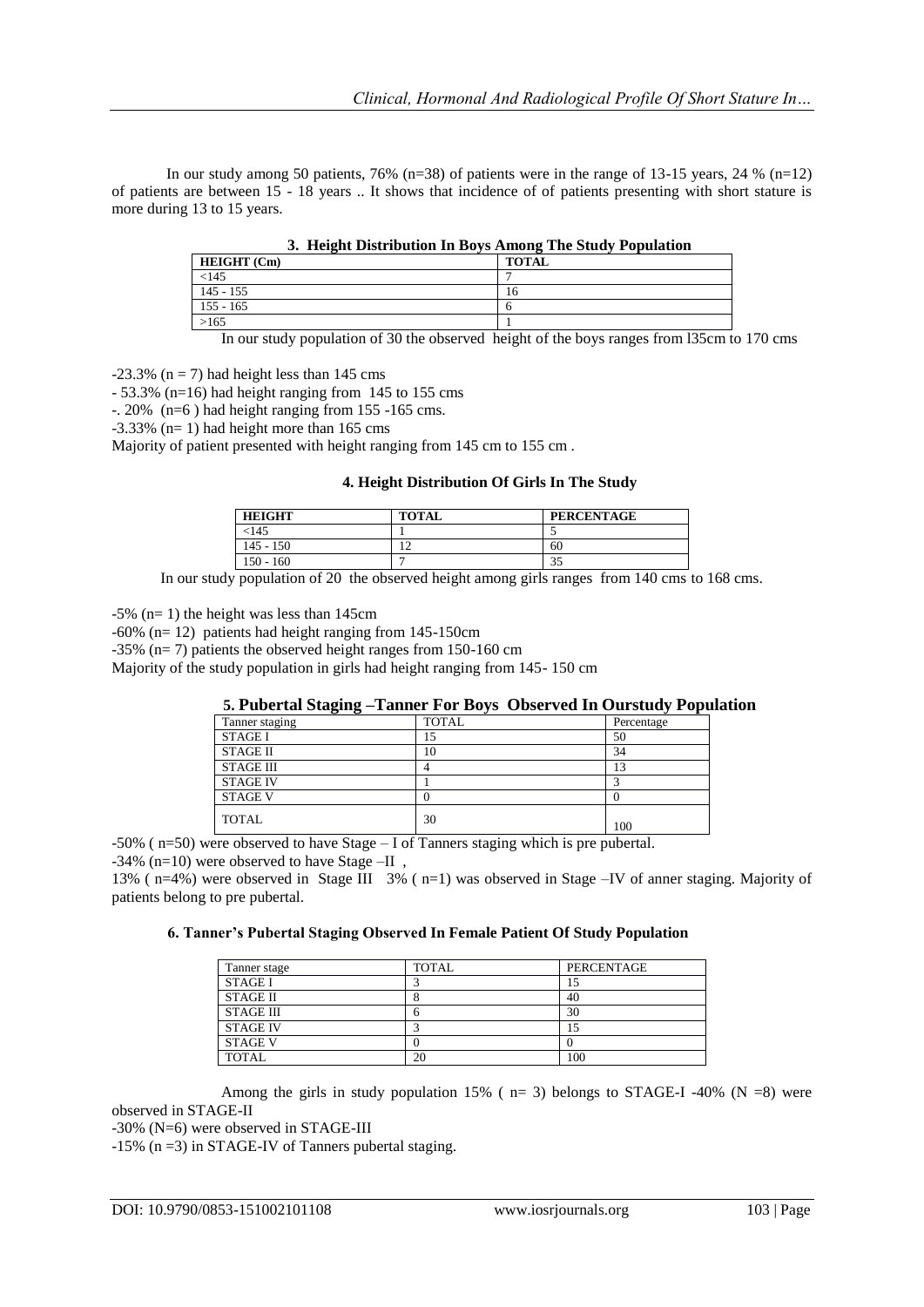In our study among 50 patients, 76% (n=38) of patients were in the range of 13-15 years, 24 % (n=12) of patients are between 15 - 18 years .. It shows that incidence of of patients presenting with short stature is more during 13 to 15 years.

### 3. Height Distribution In Boys Among The Study Population

| HEIGHT (Cm) | TOTAL |
|---|---|
| <145 | 7 |
| 145 - 155 | 16 |
| 155 - 165 | 6 |
| >165 | 1 |

In our study population of 30 the observed height of the boys ranges from l35cm to 170 cms

-23.3% (n = 7) had height less than 145 cms

- 53.3% (n=16) had height ranging from 145 to 155 cms

-. 20% (n=6 ) had height ranging from 155 -165 cms.

-3.33% (n= 1) had height more than 165 cms

Majority of patient presented with height ranging from 145 cm to 155 cm .

### 4. Height Distribution Of Girls In The Study

| HEIGHT | TOTAL | PERCENTAGE |
|---|---|---|
| <145 | 1 | 5 |
| 145 - 150 | 12 | 60 |
| 150 - 160 | 7 | 35 |

In our study population of 20 the observed height among girls ranges from 140 cms to 168 cms.

-5% (n= 1) the height was less than 145cm

-60% (n= 12) patients had height ranging from 145-150cm

-35% (n= 7) patients the observed height ranges from 150-160 cm

Majority of the study population in girls had height ranging from 145- 150 cm

### 5. Pubertal Staging –Tanner For Boys Observed In Ourstudy Population

| Tanner staging | TOTAL | Percentage |
|---|---|---|
| STAGE I | 15 | 50 |
| STAGE II | 10 | 34 |
| STAGE III | 4 | 13 |
| STAGE IV | 1 | 3 |
| STAGE V | 0 | 0 |
| TOTAL | 30 | 100 |

-50% ( n=50) were observed to have Stage – I of Tanners staging which is pre pubertal.

-34% (n=10) were observed to have Stage –II ,

13% ( n=4%) were observed in Stage III 3% ( n=1) was observed in Stage –IV of anner staging. Majority of patients belong to pre pubertal.

### 6. Tanner's Pubertal Staging Observed In Female Patient Of Study Population

| Tanner stage | TOTAL | PERCENTAGE |
|---|---|---|
| STAGE I | 3 | 15 |
| STAGE II | 8 | 40 |
| STAGE III | 6 | 30 |
| STAGE IV | 3 | 15 |
| STAGE V | 0 | 0 |
| TOTAL | 20 | 100 |

Among the girls in study population 15% ( n= 3) belongs to STAGE-I -40% (N =8) were observed in STAGE-II

-30% (N=6) were observed in STAGE-III

-15% (n =3) in STAGE-IV of Tanners pubertal staging.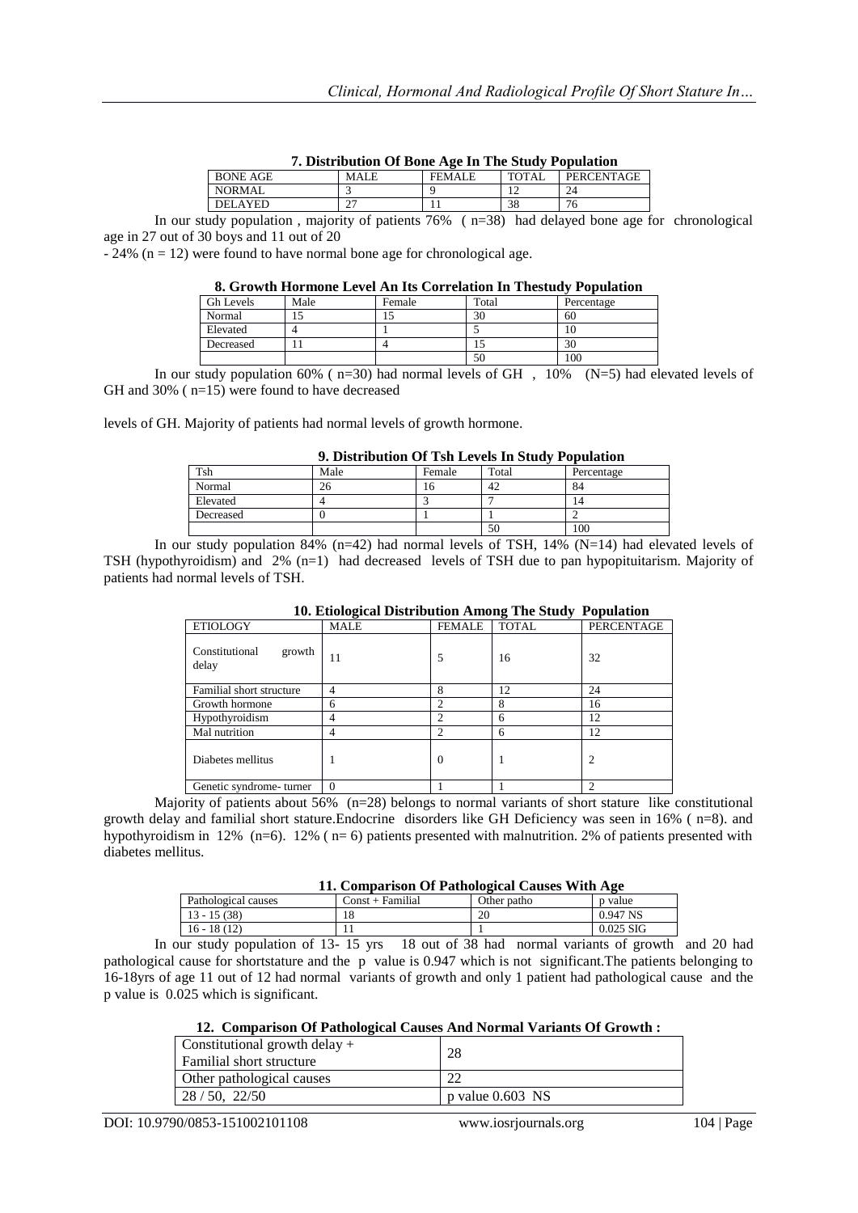**7. Distribution Of Bone Age In The Study Population**

| BONE AGE | MALE | FEMALE | TOTAL | PERCENTAGE |
|---|---|---|---|---|
| NORMAL | 3 | 9 | 12 | 24 |
| DELAYED | 27 | 11 | 38 | 76 |

In our study population , majority of patients 76% ( n=38) had delayed bone age for chronological age in 27 out of 30 boys and 11 out of 20

- 24% (n = 12) were found to have normal bone age for chronological age.

**8. Growth Hormone Level An Its Correlation In Thestudy Population**

| Gh Levels | Male | Female | Total | Percentage |
|---|---|---|---|---|
| Normal | 15 | 15 | 30 | 60 |
| Elevated | 4 | 1 | 5 | 10 |
| Decreased | 11 | 4 | 15 | 30 |
| | | | 50 | 100 |

In our study population 60% ( n=30) had normal levels of GH , 10% (N=5) had elevated levels of GH and 30% ( n=15) were found to have decreased

levels of GH. Majority of patients had normal levels of growth hormone.

**9. Distribution Of Tsh Levels In Study Population**

| Tsh | Male | Female | Total | Percentage |
|---|---|---|---|---|
| Normal | 26 | 16 | 42 | 84 |
| Elevated | 4 | 3 | 7 | 14 |
| Decreased | 0 | 1 | 1 | 2 |
| | | | 50 | 100 |

In our study population 84% (n=42) had normal levels of TSH, 14% (N=14) had elevated levels of TSH (hypothyroidism) and 2% (n=1) had decreased levels of TSH due to pan hypopituitarism. Majority of patients had normal levels of TSH.

**10. Etiological Distribution Among The Study Population**

| ETIOLOGY | MALE | FEMALE | TOTAL | PERCENTAGE |
|---|---|---|---|---|
| Constitutional growth delay | 11 | 5 | 16 | 32 |
| Familial short structure | 4 | 8 | 12 | 24 |
| Growth hormone | 6 | 2 | 8 | 16 |
| Hypothyroidism | 4 | 2 | 6 | 12 |
| Mal nutrition | 4 | 2 | 6 | 12 |
| Diabetes mellitus | 1 | 0 | 1 | 2 |
| Genetic syndrome- turner | 0 | 1 | 1 | 2 |

Majority of patients about 56% (n=28) belongs to normal variants of short stature like constitutional growth delay and familial short stature.Endocrine disorders like GH Deficiency was seen in 16% ( n=8). and hypothyroidism in 12% (n=6). 12% ( n= 6) patients presented with malnutrition. 2% of patients presented with diabetes mellitus.

**11. Comparison Of Pathological Causes With Age**

| Pathological causes | Const + Familial | Other patho | p value |
|---|---|---|---|
| 13 - 15 (38) | 18 | 20 | 0.947 NS |
| 16 - 18 (12) | 11 | 1 | 0.025 SIG |

In our study population of 13- 15 yrs 18 out of 38 had normal variants of growth and 20 had pathological cause for shortstature and the p value is 0.947 which is not significant.The patients belonging to 16-18yrs of age 11 out of 12 had normal variants of growth and only 1 patient had pathological cause and the p value is 0.025 which is significant.

**12. Comparison Of Pathological Causes And Normal Variants Of Growth :**

| Constitutional growth delay + Familial short structure | 28 |
|---|---|
| Other pathological causes | 22 |
| 28 / 50, 22/50 | p value 0.603 NS |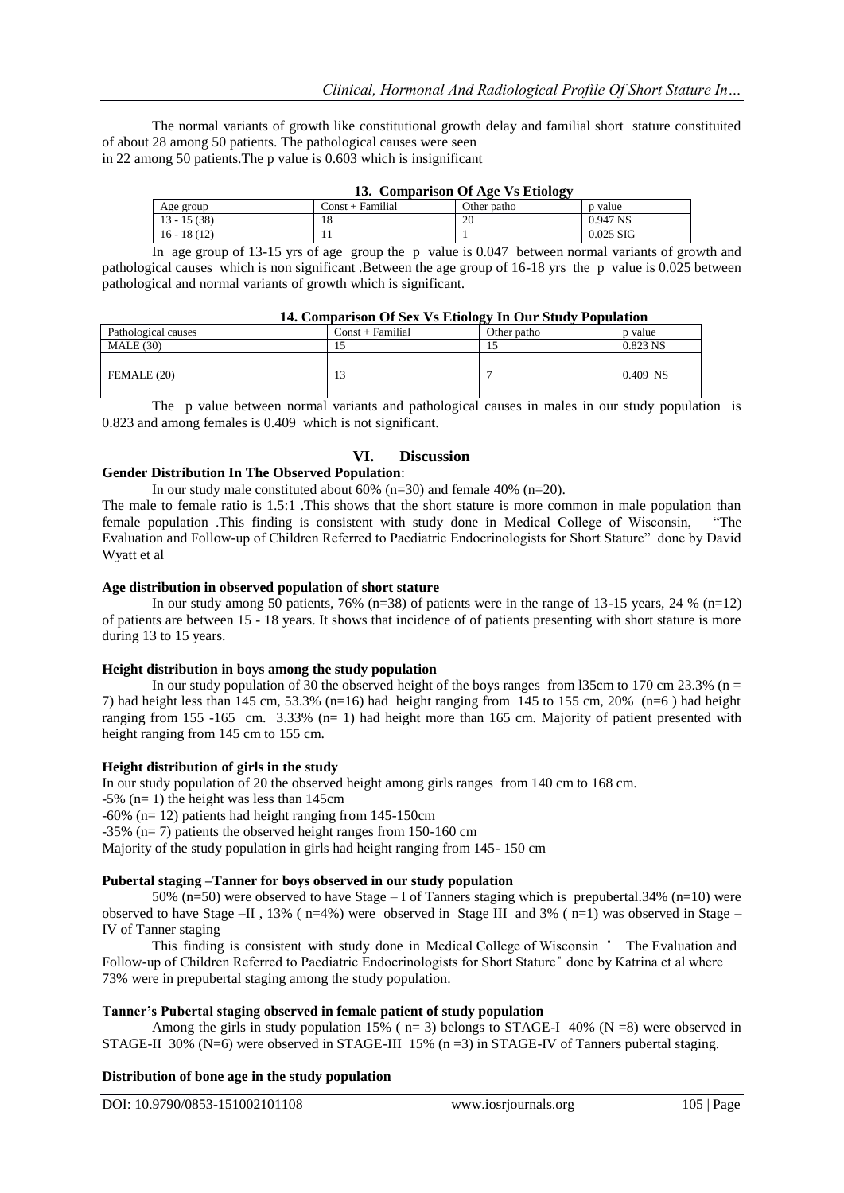The normal variants of growth like constitutional growth delay and familial short stature constituited of about 28 among 50 patients. The pathological causes were seen in 22 among 50 patients.The p value is 0.603 which is insignificant

**13. Comparison Of Age Vs Etiology**

| Age group | Const + Familial | Other patho | p value |
|---|---|---|---|
| 13 - 15 (38) | 18 | 20 | 0.947 NS |
| 16 - 18 (12) | 11 | 1 | 0.025 SIG |

In age group of 13-15 yrs of age group the p value is 0.047 between normal variants of growth and pathological causes which is non significant .Between the age group of 16-18 yrs the p value is 0.025 between pathological and normal variants of growth which is significant.

**14. Comparison Of Sex Vs Etiology In Our Study Population**

| Pathological causes | Const + Familial | Other patho | p value |
|---|---|---|---|
| MALE (30) | 15 | 15 | 0.823 NS |
| FEMALE (20) | 13 | 7 | 0.409 NS |

The p value between normal variants and pathological causes in males in our study population is 0.823 and among females is 0.409 which is not significant.

## VI. Discussion

**Gender Distribution In The Observed Population**:

In our study male constituted about 60% (n=30) and female 40% (n=20).

The male to female ratio is 1.5:1 .This shows that the short stature is more common in male population than female population .This finding is consistent with study done in Medical College of Wisconsin, "The Evaluation and Follow-up of Children Referred to Paediatric Endocrinologists for Short Stature" done by David Wyatt et al

**Age distribution in observed population of short stature**

In our study among 50 patients, 76% (n=38) of patients were in the range of 13-15 years, 24 % (n=12) of patients are between 15 - 18 years. It shows that incidence of of patients presenting with short stature is more during 13 to 15 years.

**Height distribution in boys among the study population**

In our study population of 30 the observed height of the boys ranges from l35cm to 170 cm 23.3% (n = 7) had height less than 145 cm, 53.3% (n=16) had height ranging from 145 to 155 cm, 20% (n=6 ) had height ranging from 155 -165 cm. 3.33% (n= 1) had height more than 165 cm. Majority of patient presented with height ranging from 145 cm to 155 cm.

**Height distribution of girls in the study**

In our study population of 20 the observed height among girls ranges from 140 cm to 168 cm.

-5% (n= 1) the height was less than 145cm

-60% (n= 12) patients had height ranging from 145-150cm

-35% (n= 7) patients the observed height ranges from 150-160 cm

Majority of the study population in girls had height ranging from 145- 150 cm

**Pubertal staging –Tanner for boys observed in our study population**

50% (n=50) were observed to have Stage – I of Tanners staging which is prepubertal.34% (n=10) were observed to have Stage –II , 13% ( n=4%) were observed in Stage III and 3% ( n=1) was observed in Stage – IV of Tanner staging

This finding is consistent with study done in Medical College of Wisconsin " The Evaluation and Follow-up of Children Referred to Paediatric Endocrinologists for Short Stature" done by Katrina et al where 73% were in prepubertal staging among the study population.

**Tanner's Pubertal staging observed in female patient of study population**

Among the girls in study population 15% ( n= 3) belongs to STAGE-I 40% (N =8) were observed in STAGE-II 30% (N=6) were observed in STAGE-III 15% (n =3) in STAGE-IV of Tanners pubertal staging.

**Distribution of bone age in the study population**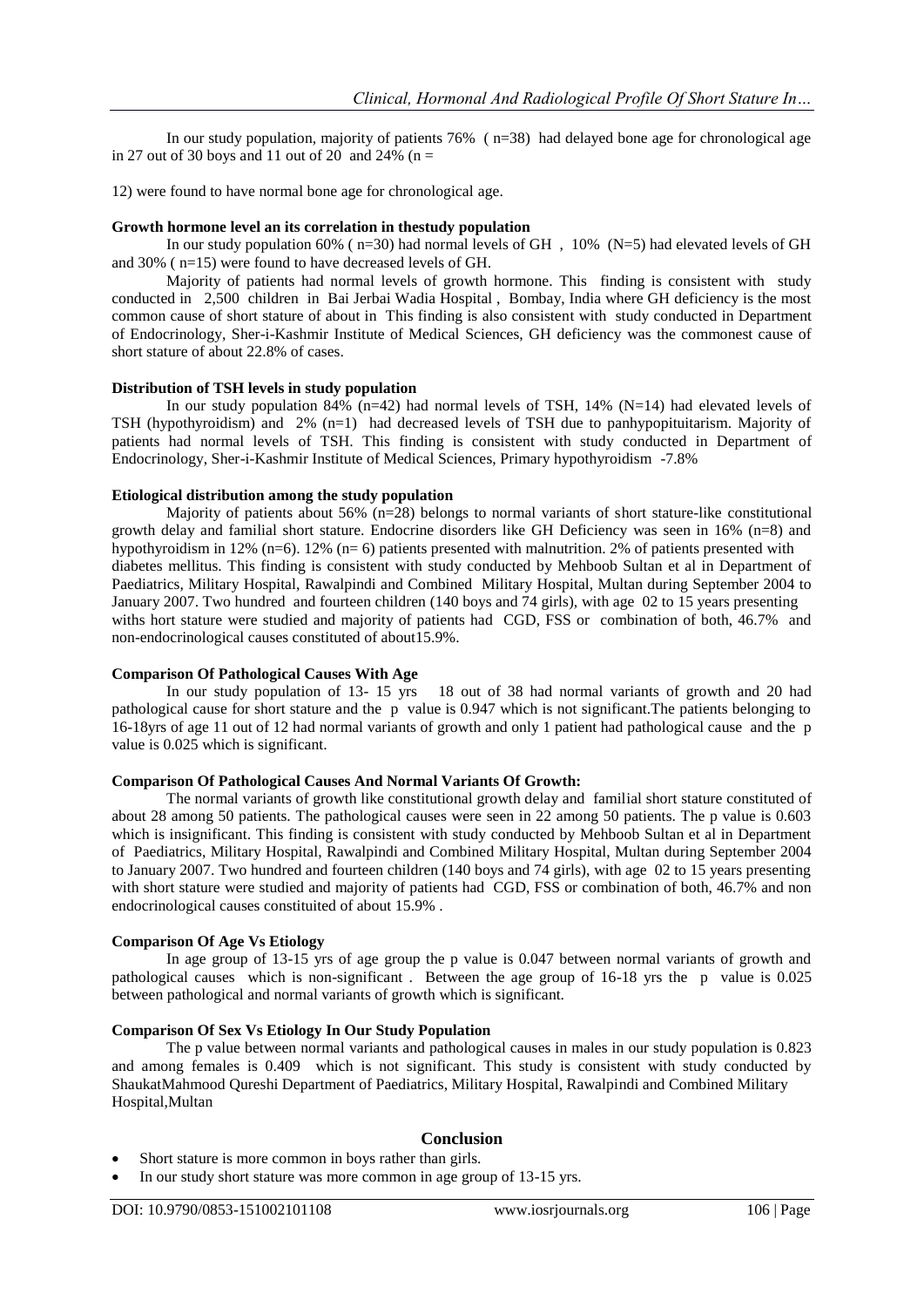In our study population, majority of patients 76% ( n=38) had delayed bone age for chronological age in 27 out of 30 boys and 11 out of 20 and 24% (n =

12) were found to have normal bone age for chronological age.

**Growth hormone level an its correlation in thestudy population**

In our study population 60% ( n=30) had normal levels of GH , 10% (N=5) had elevated levels of GH and 30% ( n=15) were found to have decreased levels of GH.

Majority of patients had normal levels of growth hormone. This finding is consistent with study conducted in 2,500 children in Bai Jerbai Wadia Hospital , Bombay, India where GH deficiency is the most common cause of short stature of about in This finding is also consistent with study conducted in Department of Endocrinology, Sher-i-Kashmir Institute of Medical Sciences, GH deficiency was the commonest cause of short stature of about 22.8% of cases.

**Distribution of TSH levels in study population**

In our study population 84% (n=42) had normal levels of TSH, 14% (N=14) had elevated levels of TSH (hypothyroidism) and 2% (n=1) had decreased levels of TSH due to panhypopituitarism. Majority of patients had normal levels of TSH. This finding is consistent with study conducted in Department of Endocrinology, Sher-i-Kashmir Institute of Medical Sciences, Primary hypothyroidism -7.8%

**Etiological distribution among the study population**

Majority of patients about 56% (n=28) belongs to normal variants of short stature-like constitutional growth delay and familial short stature. Endocrine disorders like GH Deficiency was seen in 16% (n=8) and hypothyroidism in 12% (n=6). 12% (n= 6) patients presented with malnutrition. 2% of patients presented with diabetes mellitus. This finding is consistent with study conducted by Mehboob Sultan et al in Department of Paediatrics, Military Hospital, Rawalpindi and Combined Military Hospital, Multan during September 2004 to January 2007. Two hundred and fourteen children (140 boys and 74 girls), with age 02 to 15 years presenting withs hort stature were studied and majority of patients had CGD, FSS or combination of both, 46.7% and non-endocrinological causes constituted of about15.9%.

**Comparison Of Pathological Causes With Age**

In our study population of 13- 15 yrs 18 out of 38 had normal variants of growth and 20 had pathological cause for short stature and the p value is 0.947 which is not significant.The patients belonging to 16-18yrs of age 11 out of 12 had normal variants of growth and only 1 patient had pathological cause and the p value is 0.025 which is significant.

**Comparison Of Pathological Causes And Normal Variants Of Growth:**

The normal variants of growth like constitutional growth delay and familial short stature constituted of about 28 among 50 patients. The pathological causes were seen in 22 among 50 patients. The p value is 0.603 which is insignificant. This finding is consistent with study conducted by Mehboob Sultan et al in Department of Paediatrics, Military Hospital, Rawalpindi and Combined Military Hospital, Multan during September 2004 to January 2007. Two hundred and fourteen children (140 boys and 74 girls), with age 02 to 15 years presenting with short stature were studied and majority of patients had CGD, FSS or combination of both, 46.7% and non endocrinological causes constituited of about 15.9% .

**Comparison Of Age Vs Etiology**

In age group of 13-15 yrs of age group the p value is 0.047 between normal variants of growth and pathological causes which is non-significant . Between the age group of 16-18 yrs the p value is 0.025 between pathological and normal variants of growth which is significant.

**Comparison Of Sex Vs Etiology In Our Study Population**

The p value between normal variants and pathological causes in males in our study population is 0.823 and among females is 0.409 which is not significant. This study is consistent with study conducted by ShaukatMahmood Qureshi Department of Paediatrics, Military Hospital, Rawalpindi and Combined Military Hospital,Multan

## Conclusion

- Short stature is more common in boys rather than girls.
- In our study short stature was more common in age group of 13-15 yrs.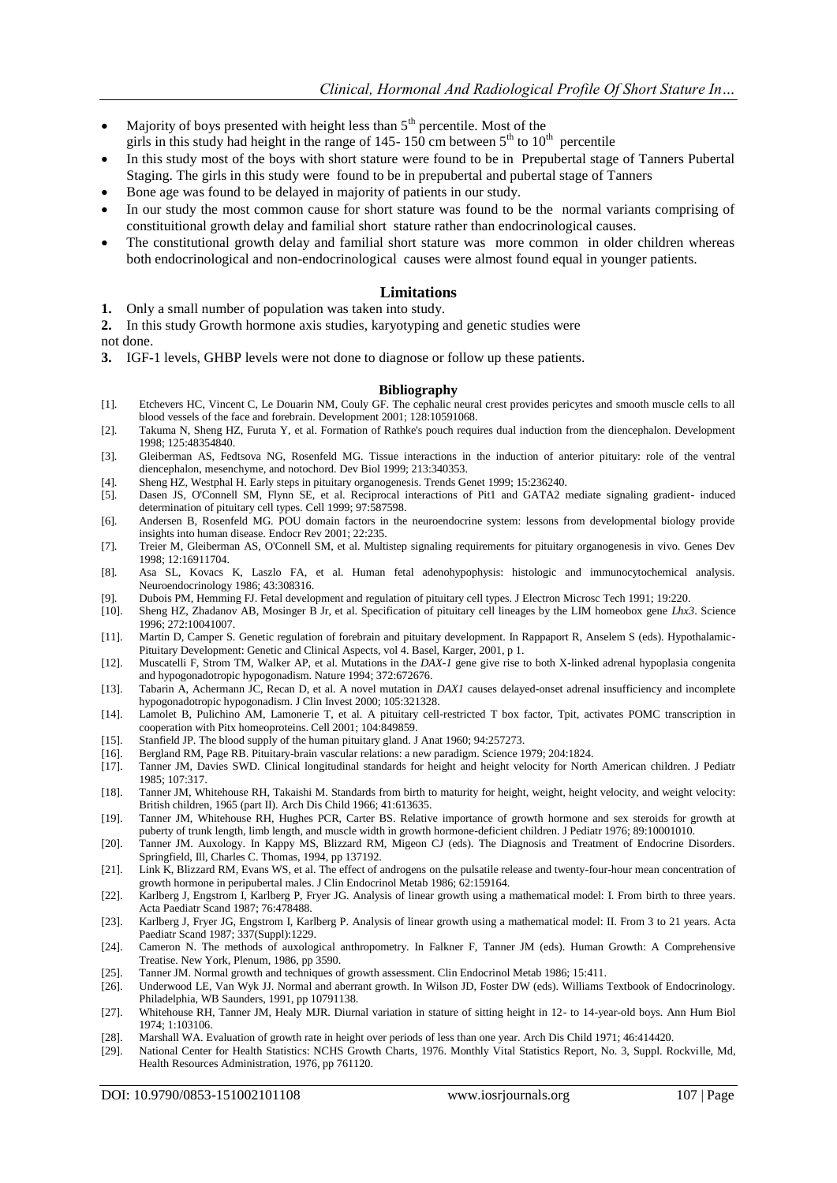- Majority of boys presented with height less than 5th percentile. Most of the girls in this study had height in the range of 145- 150 cm between 5th to 10th percentile
- In this study most of the boys with short stature were found to be in Prepubertal stage of Tanners Pubertal Staging. The girls in this study were found to be in prepubertal and pubertal stage of Tanners
- Bone age was found to be delayed in majority of patients in our study.
- In our study the most common cause for short stature was found to be the normal variants comprising of constituitional growth delay and familial short stature rather than endocrinological causes.
- The constitutional growth delay and familial short stature was more common in older children whereas both endocrinological and non-endocrinological causes were almost found equal in younger patients.

## Limitations

1. Only a small number of population was taken into study.
2. In this study Growth hormone axis studies, karyotyping and genetic studies were not done.
3. IGF-1 levels, GHBP levels were not done to diagnose or follow up these patients.

## Bibliography

[1]. Etchevers HC, Vincent C, Le Douarin NM, Couly GF. The cephalic neural crest provides pericytes and smooth muscle cells to all blood vessels of the face and forebrain. Development 2001; 128:10591068.

[2]. Takuma N, Sheng HZ, Furuta Y, et al. Formation of Rathke's pouch requires dual induction from the diencephalon. Development 1998; 125:48354840.

[3]. Gleiberman AS, Fedtsova NG, Rosenfeld MG. Tissue interactions in the induction of anterior pituitary: role of the ventral diencephalon, mesenchyme, and notochord. Dev Biol 1999; 213:340353.

[4]. Sheng HZ, Westphal H. Early steps in pituitary organogenesis. Trends Genet 1999; 15:236240.

[5]. Dasen JS, O'Connell SM, Flynn SE, et al. Reciprocal interactions of Pit1 and GATA2 mediate signaling gradient- induced determination of pituitary cell types. Cell 1999; 97:587598.

[6]. Andersen B, Rosenfeld MG. POU domain factors in the neuroendocrine system: lessons from developmental biology provide insights into human disease. Endocr Rev 2001; 22:235.

[7]. Treier M, Gleiberman AS, O'Connell SM, et al. Multistep signaling requirements for pituitary organogenesis in vivo. Genes Dev 1998; 12:16911704.

[8]. Asa SL, Kovacs K, Laszlo FA, et al. Human fetal adenohypophysis: histologic and immunocytochemical analysis. Neuroendocrinology 1986; 43:308316.

[9]. Dubois PM, Hemming FJ. Fetal development and regulation of pituitary cell types. J Electron Microsc Tech 1991; 19:220.

[10]. Sheng HZ, Zhadanov AB, Mosinger B Jr, et al. Specification of pituitary cell lineages by the LIM homeobox gene *Lhx3*. Science 1996; 272:10041007.

[11]. Martin D, Camper S. Genetic regulation of forebrain and pituitary development. In Rappaport R, Anselem S (eds). Hypothalamic-Pituitary Development: Genetic and Clinical Aspects, vol 4. Basel, Karger, 2001, p 1.

[12]. Muscatelli F, Strom TM, Walker AP, et al. Mutations in the *DAX-1* gene give rise to both X-linked adrenal hypoplasia congenita and hypogonadotropic hypogonadism. Nature 1994; 372:672676.

[13]. Tabarin A, Achermann JC, Recan D, et al. A novel mutation in *DAX1* causes delayed-onset adrenal insufficiency and incomplete hypogonadotropic hypogonadism. J Clin Invest 2000; 105:321328.

[14]. Lamolet B, Pulichino AM, Lamonerie T, et al. A pituitary cell-restricted T box factor, Tpit, activates POMC transcription in cooperation with Pitx homeoproteins. Cell 2001; 104:849859.

[15]. Stanfield JP. The blood supply of the human pituitary gland. J Anat 1960; 94:257273.

[16]. Bergland RM, Page RB. Pituitary-brain vascular relations: a new paradigm. Science 1979; 204:1824.

[17]. Tanner JM, Davies SWD. Clinical longitudinal standards for height and height velocity for North American children. J Pediatr 1985; 107:317.

[18]. Tanner JM, Whitehouse RH, Takaishi M. Standards from birth to maturity for height, weight, height velocity, and weight velocity: British children, 1965 (part II). Arch Dis Child 1966; 41:613635.

[19]. Tanner JM, Whitehouse RH, Hughes PCR, Carter BS. Relative importance of growth hormone and sex steroids for growth at puberty of trunk length, limb length, and muscle width in growth hormone-deficient children. J Pediatr 1976; 89:10001010.

[20]. Tanner JM. Auxology. In Kappy MS, Blizzard RM, Migeon CJ (eds). The Diagnosis and Treatment of Endocrine Disorders. Springfield, Ill, Charles C. Thomas, 1994, pp 137192.

[21]. Link K, Blizzard RM, Evans WS, et al. The effect of androgens on the pulsatile release and twenty-four-hour mean concentration of growth hormone in peripubertal males. J Clin Endocrinol Metab 1986; 62:159164.

[22]. Karlberg J, Engstrom I, Karlberg P, Fryer JG. Analysis of linear growth using a mathematical model: I. From birth to three years. Acta Paediatr Scand 1987; 76:478488.

[23]. Karlberg J, Fryer JG, Engstrom I, Karlberg P. Analysis of linear growth using a mathematical model: II. From 3 to 21 years. Acta Paediatr Scand 1987; 337(Suppl):1229.

[24]. Cameron N. The methods of auxological anthropometry. In Falkner F, Tanner JM (eds). Human Growth: A Comprehensive Treatise. New York, Plenum, 1986, pp 3590.

[25]. Tanner JM. Normal growth and techniques of growth assessment. Clin Endocrinol Metab 1986; 15:411.

[26]. Underwood LE, Van Wyk JJ. Normal and aberrant growth. In Wilson JD, Foster DW (eds). Williams Textbook of Endocrinology. Philadelphia, WB Saunders, 1991, pp 10791138.

[27]. Whitehouse RH, Tanner JM, Healy MJR. Diurnal variation in stature of sitting height in 12- to 14-year-old boys. Ann Hum Biol 1974; 1:103106.

[28]. Marshall WA. Evaluation of growth rate in height over periods of less than one year. Arch Dis Child 1971; 46:414420.

[29]. National Center for Health Statistics: NCHS Growth Charts, 1976. Monthly Vital Statistics Report, No. 3, Suppl. Rockville, Md, Health Resources Administration, 1976, pp 761120.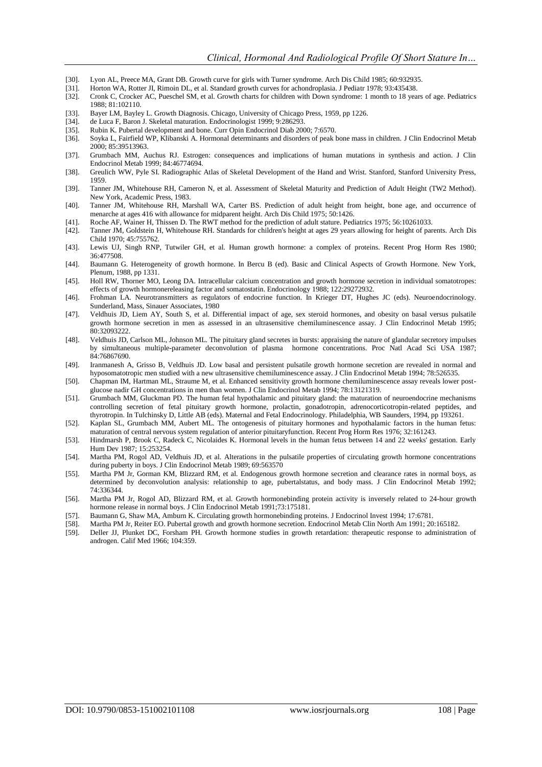[30]. Lyon AL, Preece MA, Grant DB. Growth curve for girls with Turner syndrome. Arch Dis Child 1985; 60:932935.

[31]. Horton WA, Rotter JI, Rimoin DL, et al. Standard growth curves for achondroplasia. J Pediatr 1978; 93:435438.

[32]. Cronk C, Crocker AC, Pueschel SM, et al. Growth charts for children with Down syndrome: 1 month to 18 years of age. Pediatrics 1988; 81:102110.

[33]. Bayer LM, Bayley L. Growth Diagnosis. Chicago, University of Chicago Press, 1959, pp 1226.

[34]. de Luca F, Baron J. Skeletal maturation. Endocrinologist 1999; 9:286293.

[35]. Rubin K. Pubertal development and bone. Curr Opin Endocrinol Diab 2000; 7:6570.

[36]. Soyka L, Fairfield WP, Klibanski A. Hormonal determinants and disorders of peak bone mass in children. J Clin Endocrinol Metab 2000; 85:39513963.

[37]. Grumbach MM, Auchus RJ. Estrogen: consequences and implications of human mutations in synthesis and action. J Clin Endocrinol Metab 1999; 84:46774694.

[38]. Greulich WW, Pyle SI. Radiographic Atlas of Skeletal Development of the Hand and Wrist. Stanford, Stanford University Press, 1959.

[39]. Tanner JM, Whitehouse RH, Cameron N, et al. Assessment of Skeletal Maturity and Prediction of Adult Height (TW2 Method). New York, Academic Press, 1983.

[40]. Tanner JM, Whitehouse RH, Marshall WA, Carter BS. Prediction of adult height from height, bone age, and occurrence of menarche at ages 416 with allowance for midparent height. Arch Dis Child 1975; 50:1426.

[41]. Roche AF, Wainer H, Thissen D. The RWT method for the prediction of adult stature. Pediatrics 1975; 56:10261033.

[42]. Tanner JM, Goldstein H, Whitehouse RH. Standards for children's height at ages 29 years allowing for height of parents. Arch Dis Child 1970; 45:755762.

[43]. Lewis UJ, Singh RNP, Tutwiler GH, et al. Human growth hormone: a complex of proteins. Recent Prog Horm Res 1980; 36:477508.

[44]. Baumann G. Heterogeneity of growth hormone. In Bercu B (ed). Basic and Clinical Aspects of Growth Hormone. New York, Plenum, 1988, pp 1331.

[45]. Holl RW, Thorner MO, Leong DA. Intracellular calcium concentration and growth hormone secretion in individual somatotropes: effects of growth hormonereleasing factor and somatostatin. Endocrinology 1988; 122:29272932.

[46]. Frohman LA. Neurotransmitters as regulators of endocrine function. In Krieger DT, Hughes JC (eds). Neuroendocrinology. Sunderland, Mass, Sinauer Associates, 1980

[47]. Veldhuis JD, Liem AY, South S, et al. Differential impact of age, sex steroid hormones, and obesity on basal versus pulsatile growth hormone secretion in men as assessed in an ultrasensitive chemiluminescence assay. J Clin Endocrinol Metab 1995; 80:32093222.

[48]. Veldhuis JD, Carlson ML, Johnson ML. The pituitary gland secretes in bursts: appraising the nature of glandular secretory impulses by simultaneous multiple-parameter deconvolution of plasma hormone concentrations. Proc Natl Acad Sci USA 1987; 84:76867690.

[49]. Iranmanesh A, Grisso B, Veldhuis JD. Low basal and persistent pulsatile growth hormone secretion are revealed in normal and hyposomatotropic men studied with a new ultrasensitive chemiluminescence assay. J Clin Endocrinol Metab 1994; 78:526535.

[50]. Chapman IM, Hartman ML, Straume M, et al. Enhanced sensitivity growth hormone chemiluminescence assay reveals lower postglucose nadir GH concentrations in men than women. J Clin Endocrinol Metab 1994; 78:13121319.

[51]. Grumbach MM, Gluckman PD. The human fetal hypothalamic and pituitary gland: the maturation of neuroendocrine mechanisms controlling secretion of fetal pituitary growth hormone, prolactin, gonadotropin, adrenocorticotropin-related peptides, and thyrotropin. In Tulchinsky D, Little AB (eds). Maternal and Fetal Endocrinology. Philadelphia, WB Saunders, 1994, pp 193261.

[52]. Kaplan SL, Grumbach MM, Aubert ML. The ontogenesis of pituitary hormones and hypothalamic factors in the human fetus: maturation of central nervous system regulation of anterior pituitaryfunction. Recent Prog Horm Res 1976; 32:161243.

[53]. Hindmarsh P, Brook C, Radeck C, Nicolaides K. Hormonal levels in the human fetus between 14 and 22 weeks' gestation. Early Hum Dev 1987; 15:253254.

[54]. Martha PM, Rogol AD, Veldhuis JD, et al. Alterations in the pulsatile properties of circulating growth hormone concentrations during puberty in boys. J Clin Endocrinol Metab 1989; 69:563570

[55]. Martha PM Jr, Gorman KM, Blizzard RM, et al. Endogenous growth hormone secretion and clearance rates in normal boys, as determined by deconvolution analysis: relationship to age, pubertalstatus, and body mass. J Clin Endocrinol Metab 1992; 74:336344.

[56]. Martha PM Jr, Rogol AD, Blizzard RM, et al. Growth hormonebinding protein activity is inversely related to 24-hour growth hormone release in normal boys. J Clin Endocrinol Metab 1991;73:175181.

[57]. Baumann G, Shaw MA, Amburn K. Circulating growth hormonebinding proteins. J Endocrinol Invest 1994; 17:6781.

[58]. Martha PM Jr, Reiter EO. Pubertal growth and growth hormone secretion. Endocrinol Metab Clin North Am 1991; 20:165182.

[59]. Deller JJ, Plunket DC, Forsham PH. Growth hormone studies in growth retardation: therapeutic response to administration of androgen. Calif Med 1966; 104:359.